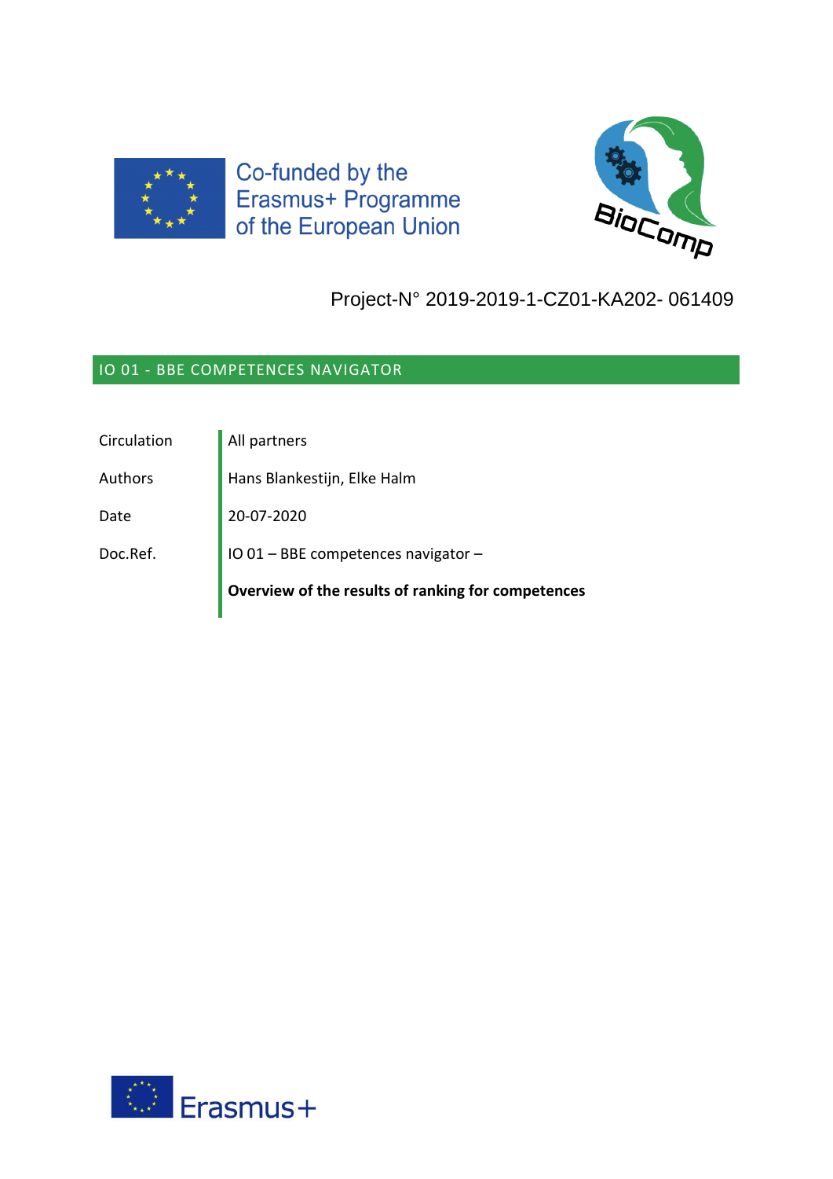Co-funded by the Erasmus+ Programme of the European Union

Project-N° 2019-2019-1-CZ01-KA202- 061409

## IO 01 - BBE COMPETENCES NAVIGATOR

| | |
|---|---|
| Circulation | All partners |
| Authors | Hans Blankestijn, Elke Halm |
| Date | 20-07-2020 |
| Doc.Ref. | IO 01 – BBE competences navigator – |
| | **Overview of the results of ranking for competences** |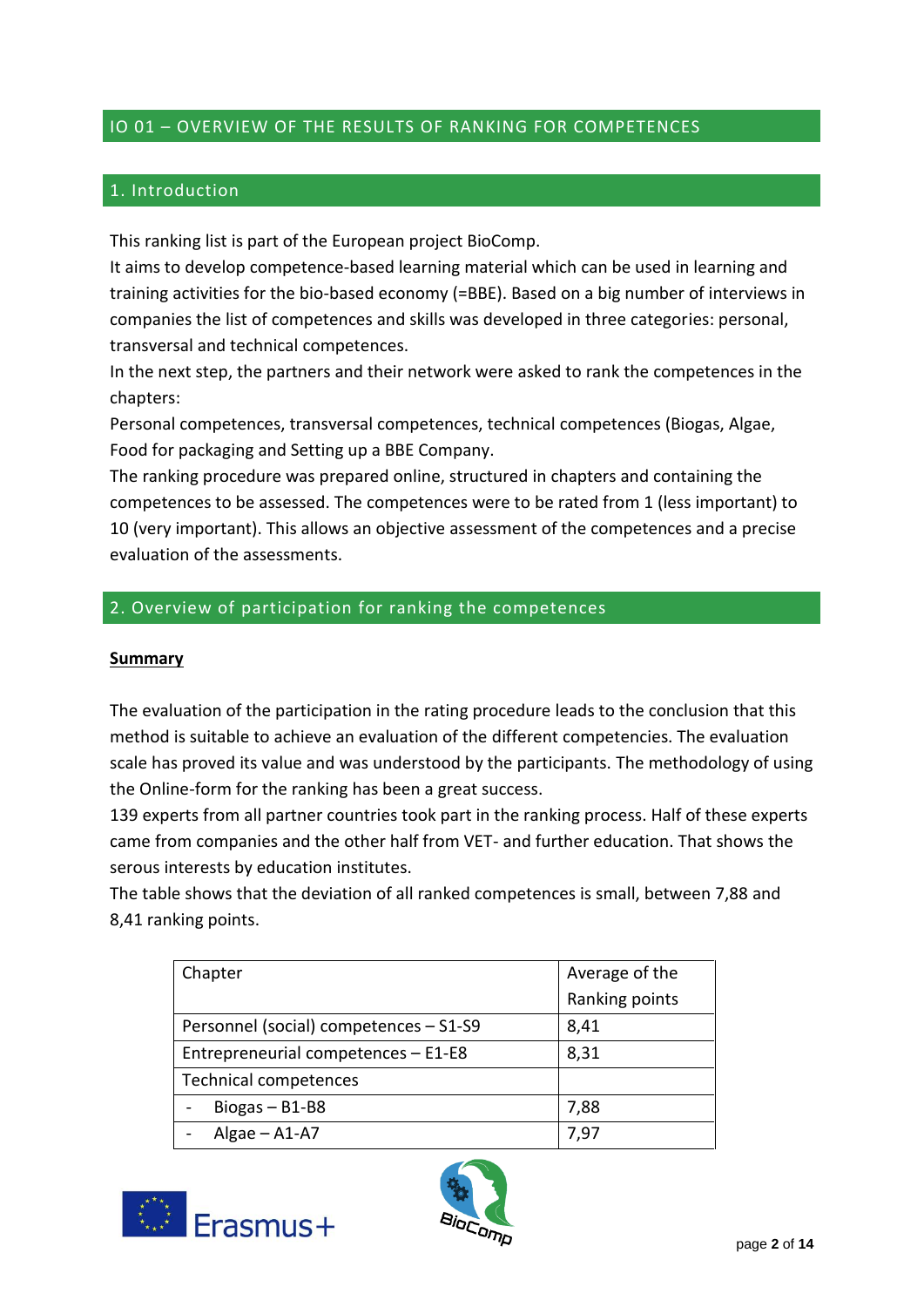# IO 01 – OVERVIEW OF THE RESULTS OF RANKING FOR COMPETENCES

## 1. Introduction

This ranking list is part of the European project BioComp.
It aims to develop competence-based learning material which can be used in learning and training activities for the bio-based economy (=BBE). Based on a big number of interviews in companies the list of competences and skills was developed in three categories: personal, transversal and technical competences.
In the next step, the partners and their network were asked to rank the competences in the chapters:
Personal competences, transversal competences, technical competences (Biogas, Algae, Food for packaging and Setting up a BBE Company.
The ranking procedure was prepared online, structured in chapters and containing the competences to be assessed. The competences were to be rated from 1 (less important) to 10 (very important). This allows an objective assessment of the competences and a precise evaluation of the assessments.

## 2. Overview of participation for ranking the competences

**Summary**

The evaluation of the participation in the rating procedure leads to the conclusion that this method is suitable to achieve an evaluation of the different competencies. The evaluation scale has proved its value and was understood by the participants. The methodology of using the Online-form for the ranking has been a great success.
139 experts from all partner countries took part in the ranking process. Half of these experts came from companies and the other half from VET- and further education. That shows the serous interests by education institutes.
The table shows that the deviation of all ranked competences is small, between 7,88 and 8,41 ranking points.

| Chapter | Average of the Ranking points |
|---|---|
| Personnel (social) competences – S1-S9 | 8,41 |
| Entrepreneurial competences – E1-E8 | 8,31 |
| Technical competences | |
| - Biogas – B1-B8 | 7,88 |
| - Algae – A1-A7 | 7,97 |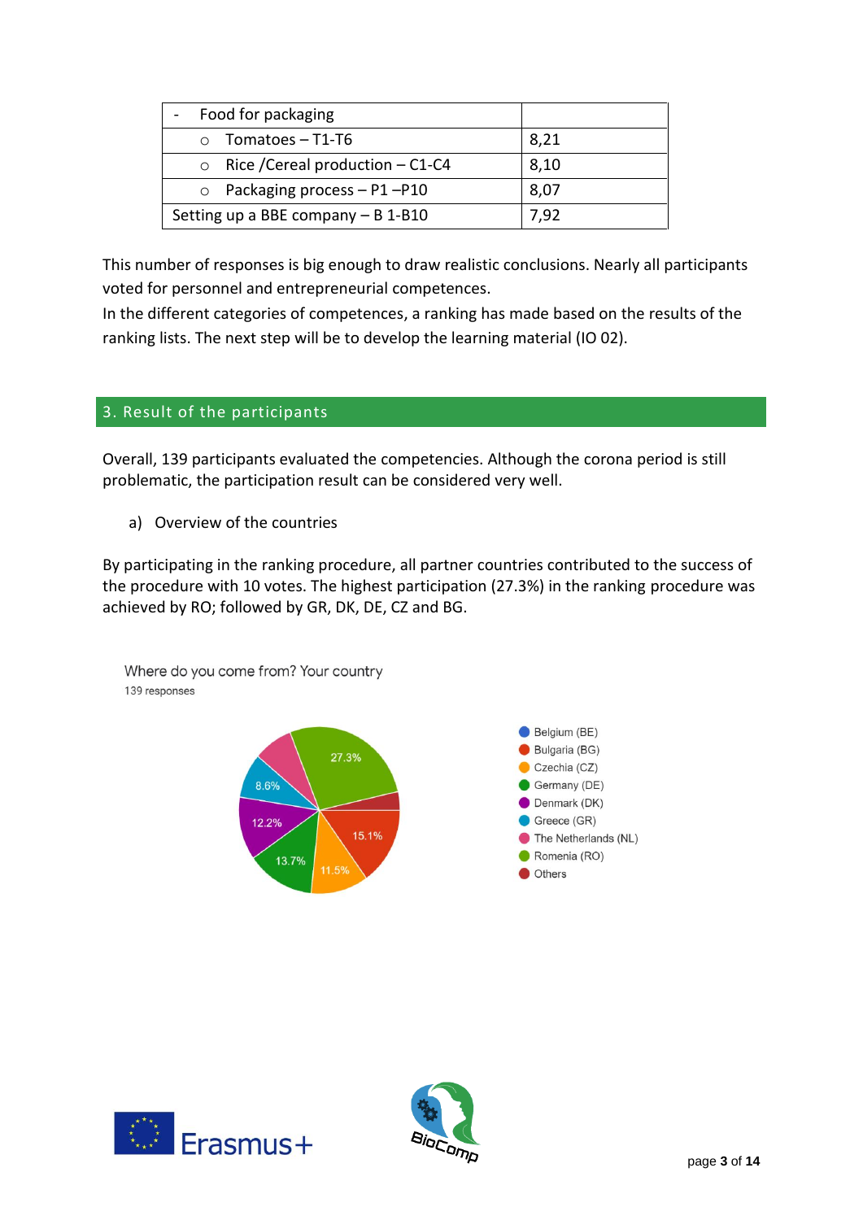| - Food for packaging | |
|---|---|
| ○ Tomatoes – T1-T6 | 8,21 |
| ○ Rice /Cereal production – C1-C4 | 8,10 |
| ○ Packaging process – P1 –P10 | 8,07 |
| Setting up a BBE company – B 1-B10 | 7,92 |

This number of responses is big enough to draw realistic conclusions. Nearly all participants voted for personnel and entrepreneurial competences.

In the different categories of competences, a ranking has made based on the results of the ranking lists. The next step will be to develop the learning material (IO 02).

## 3. Result of the participants

Overall, 139 participants evaluated the competencies. Although the corona period is still problematic, the participation result can be considered very well.

a) Overview of the countries

By participating in the ranking procedure, all partner countries contributed to the success of the procedure with 10 votes. The highest participation (27.3%) in the ranking procedure was achieved by RO; followed by GR, DK, DE, CZ and BG.

Where do you come from? Your country

139 responses

| Country | Share |
|---|---|
| Belgium (BE) | |
| Bulgaria (BG) | 15.1% |
| Czechia (CZ) | 11.5% |
| Germany (DE) | 13.7% |
| Denmark (DK) | 12.2% |
| Greece (GR) | 8.6% |
| The Netherlands (NL) | |
| Romenia (RO) | 27.3% |
| Others | |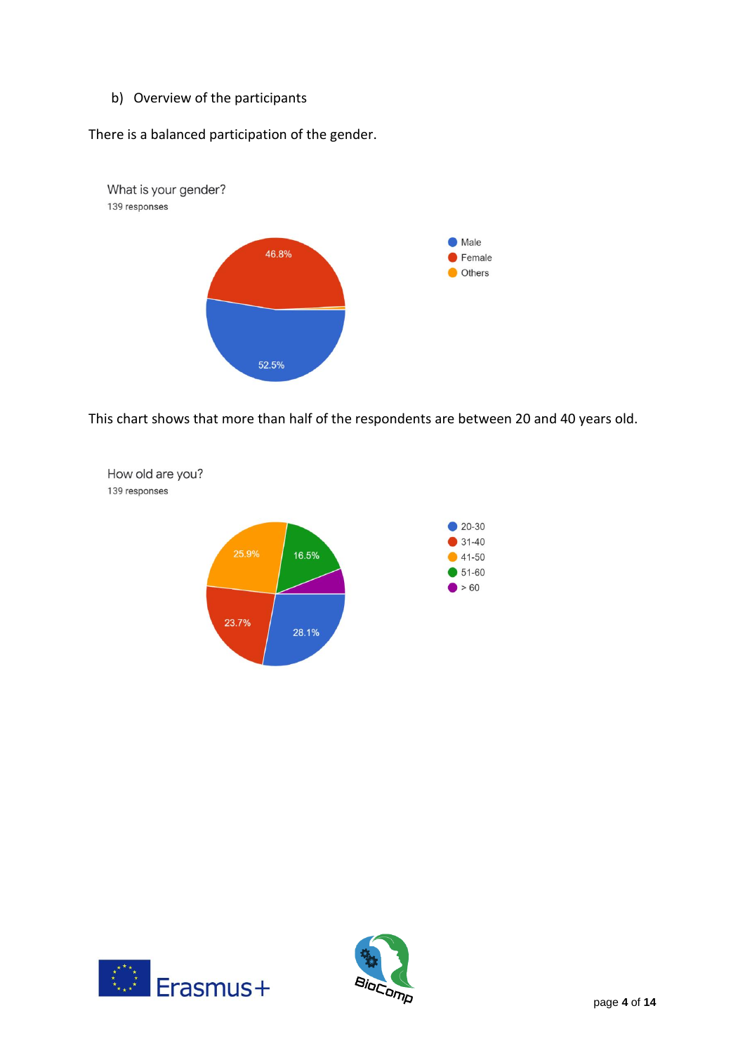b) Overview of the participants

There is a balanced participation of the gender.

What is your gender?
139 responses

| Gender | Percentage |
|---|---|
| Male | 52.5% |
| Female | 46.8% |
| Others | |

This chart shows that more than half of the respondents are between 20 and 40 years old.

How old are you?
139 responses

| Age | Percentage |
|---|---|
| 20-30 | 28.1% |
| 31-40 | 23.7% |
| 41-50 | 25.9% |
| 51-60 | 16.5% |
| > 60 | |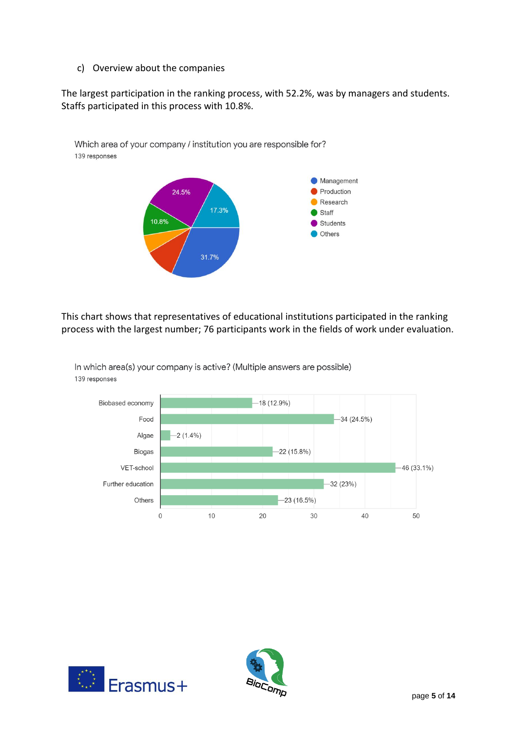c) Overview about the companies

The largest participation in the ranking process, with 52.2%, was by managers and students. Staffs participated in this process with 10.8%.

Which area of your company / institution you are responsible for?
139 responses

| Area | Share |
| --- | --- |
| Management | 31.7% |
| Production | |
| Research | |
| Staff | 10.8% |
| Students | 24.5% |
| Others | 17.3% |

This chart shows that representatives of educational institutions participated in the ranking process with the largest number; 76 participants work in the fields of work under evaluation.

In which area(s) your company is active? (Multiple answers are possible)
139 responses

| Area | Responses |
| --- | --- |
| Biobased economy | 18 (12.9%) |
| Food | 34 (24.5%) |
| Algae | 2 (1.4%) |
| Biogas | 22 (15.8%) |
| VET-school | 46 (33.1%) |
| Further education | 32 (23%) |
| Others | 23 (16.5%) |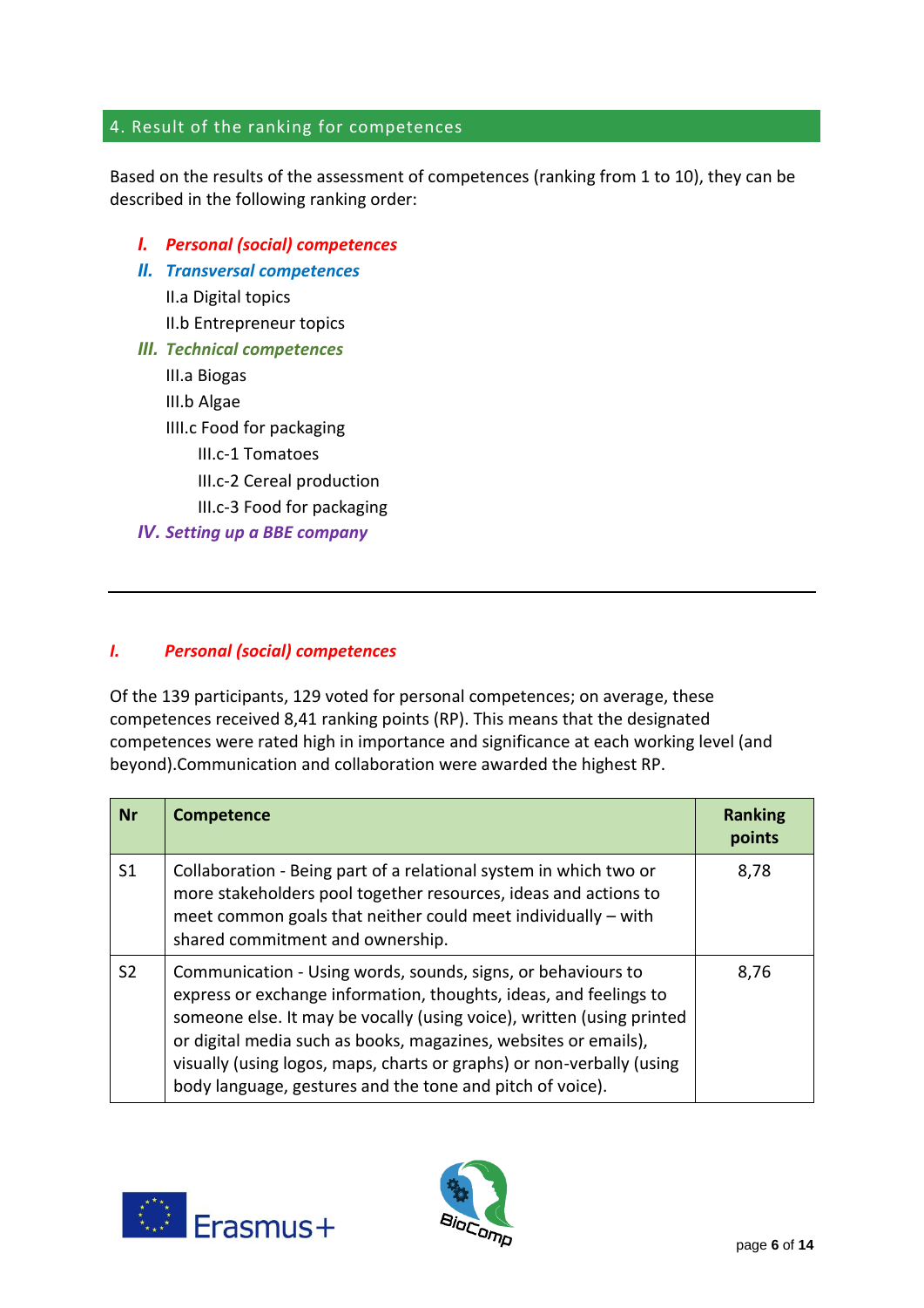## 4. Result of the ranking for competences

Based on the results of the assessment of competences (ranking from 1 to 10), they can be described in the following ranking order:

- ***I. Personal (social) competences***
- ***II. Transversal competences***
  - II.a Digital topics
  - II.b Entrepreneur topics
- ***III. Technical competences***
  - III.a Biogas
  - III.b Algae
  - IIII.c Food for packaging
    - III.c-1 Tomatoes
    - III.c-2 Cereal production
    - III.c-3 Food for packaging
- ***IV. Setting up a BBE company***

---

### *I. Personal (social) competences*

Of the 139 participants, 129 voted for personal competences; on average, these competences received 8,41 ranking points (RP). This means that the designated competences were rated high in importance and significance at each working level (and beyond).Communication and collaboration were awarded the highest RP.

| Nr | Competence | Ranking points |
|---|---|---|
| S1 | Collaboration - Being part of a relational system in which two or more stakeholders pool together resources, ideas and actions to meet common goals that neither could meet individually – with shared commitment and ownership. | 8,78 |
| S2 | Communication - Using words, sounds, signs, or behaviours to express or exchange information, thoughts, ideas, and feelings to someone else. It may be vocally (using voice), written (using printed or digital media such as books, magazines, websites or emails), visually (using logos, maps, charts or graphs) or non-verbally (using body language, gestures and the tone and pitch of voice). | 8,76 |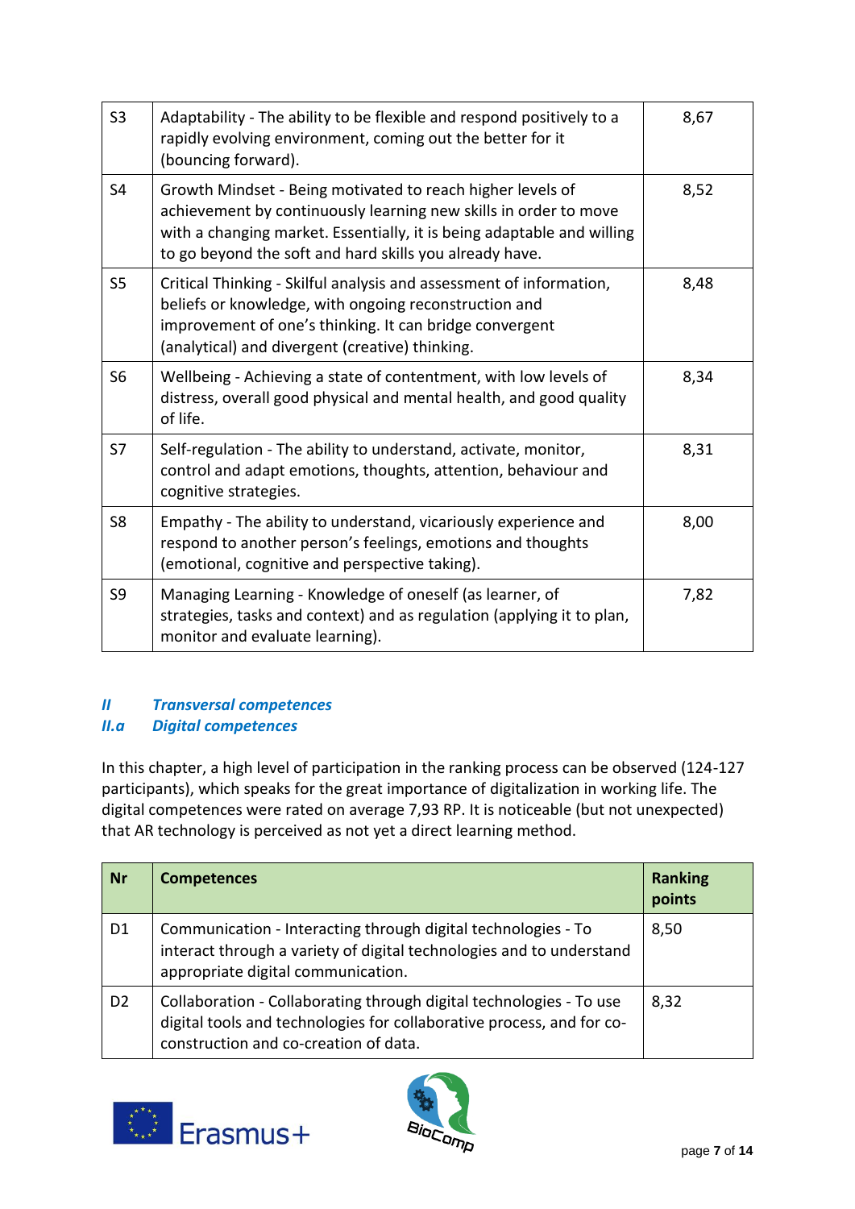| | | |
|---|---|---|
| S3 | Adaptability - The ability to be flexible and respond positively to a rapidly evolving environment, coming out the better for it (bouncing forward). | 8,67 |
| S4 | Growth Mindset - Being motivated to reach higher levels of achievement by continuously learning new skills in order to move with a changing market. Essentially, it is being adaptable and willing to go beyond the soft and hard skills you already have. | 8,52 |
| S5 | Critical Thinking - Skilful analysis and assessment of information, beliefs or knowledge, with ongoing reconstruction and improvement of one's thinking. It can bridge convergent (analytical) and divergent (creative) thinking. | 8,48 |
| S6 | Wellbeing - Achieving a state of contentment, with low levels of distress, overall good physical and mental health, and good quality of life. | 8,34 |
| S7 | Self-regulation - The ability to understand, activate, monitor, control and adapt emotions, thoughts, attention, behaviour and cognitive strategies. | 8,31 |
| S8 | Empathy - The ability to understand, vicariously experience and respond to another person's feelings, emotions and thoughts (emotional, cognitive and perspective taking). | 8,00 |
| S9 | Managing Learning - Knowledge of oneself (as learner, of strategies, tasks and context) and as regulation (applying it to plan, monitor and evaluate learning). | 7,82 |

## *II Transversal competences*

### *II.a Digital competences*

In this chapter, a high level of participation in the ranking process can be observed (124-127 participants), which speaks for the great importance of digitalization in working life. The digital competences were rated on average 7,93 RP. It is noticeable (but not unexpected) that AR technology is perceived as not yet a direct learning method.

| Nr | Competences | Ranking points |
|---|---|---|
| D1 | Communication - Interacting through digital technologies - To interact through a variety of digital technologies and to understand appropriate digital communication. | 8,50 |
| D2 | Collaboration - Collaborating through digital technologies - To use digital tools and technologies for collaborative process, and for co-construction and co-creation of data. | 8,32 |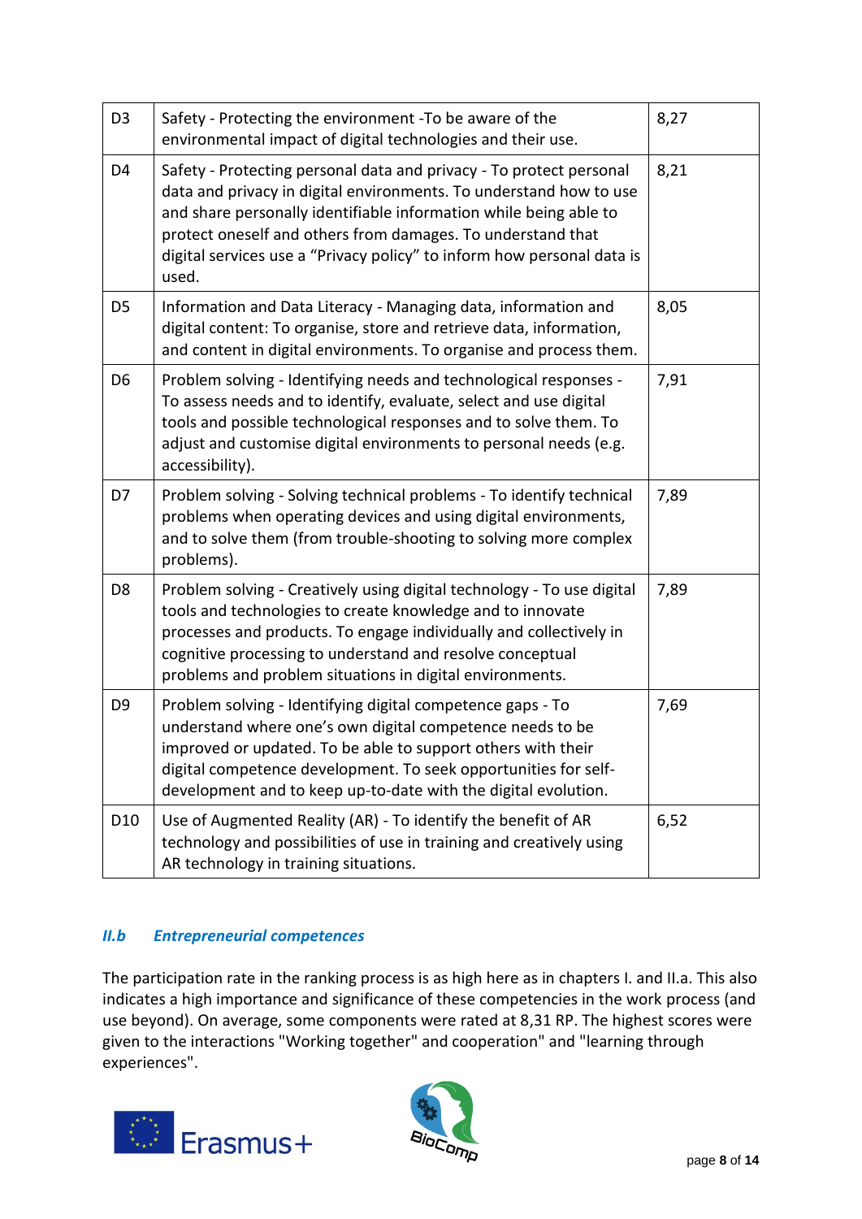| | | |
|---|---|---|
| D3 | Safety - Protecting the environment -To be aware of the environmental impact of digital technologies and their use. | 8,27 |
| D4 | Safety - Protecting personal data and privacy - To protect personal data and privacy in digital environments. To understand how to use and share personally identifiable information while being able to protect oneself and others from damages. To understand that digital services use a “Privacy policy” to inform how personal data is used. | 8,21 |
| D5 | Information and Data Literacy - Managing data, information and digital content: To organise, store and retrieve data, information, and content in digital environments. To organise and process them. | 8,05 |
| D6 | Problem solving - Identifying needs and technological responses - To assess needs and to identify, evaluate, select and use digital tools and possible technological responses and to solve them. To adjust and customise digital environments to personal needs (e.g. accessibility). | 7,91 |
| D7 | Problem solving - Solving technical problems - To identify technical problems when operating devices and using digital environments, and to solve them (from trouble-shooting to solving more complex problems). | 7,89 |
| D8 | Problem solving - Creatively using digital technology - To use digital tools and technologies to create knowledge and to innovate processes and products. To engage individually and collectively in cognitive processing to understand and resolve conceptual problems and problem situations in digital environments. | 7,89 |
| D9 | Problem solving - Identifying digital competence gaps - To understand where one’s own digital competence needs to be improved or updated. To be able to support others with their digital competence development. To seek opportunities for self-development and to keep up-to-date with the digital evolution. | 7,69 |
| D10 | Use of Augmented Reality (AR) - To identify the benefit of AR technology and possibilities of use in training and creatively using AR technology in training situations. | 6,52 |

### *II.b Entrepreneurial competences*

The participation rate in the ranking process is as high here as in chapters I. and II.a. This also indicates a high importance and significance of these competencies in the work process (and use beyond). On average, some components were rated at 8,31 RP. The highest scores were given to the interactions "Working together" and cooperation" and "learning through experiences".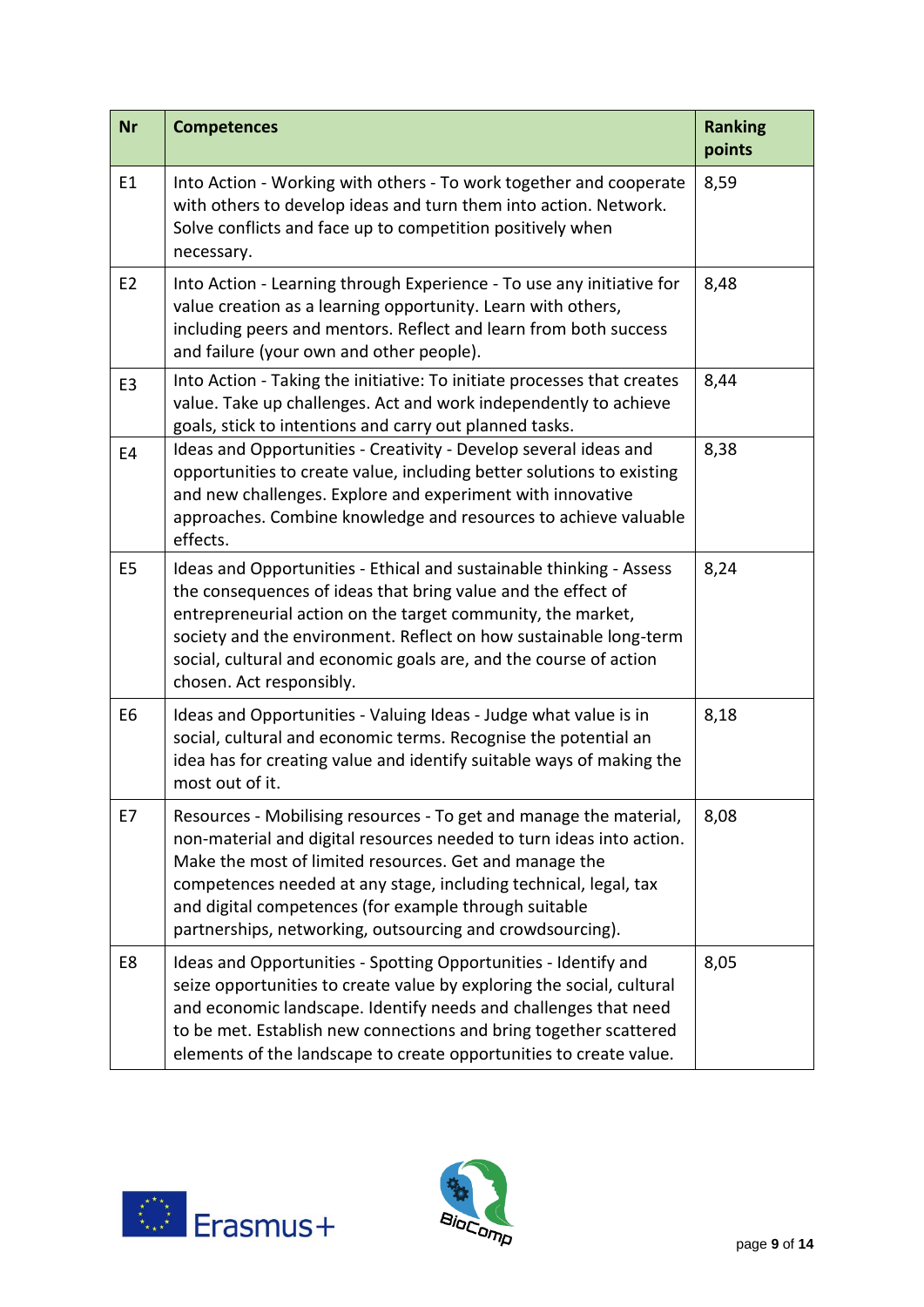| Nr | Competences | Ranking points |
|---|---|---|
| E1 | Into Action - Working with others - To work together and cooperate with others to develop ideas and turn them into action. Network. Solve conflicts and face up to competition positively when necessary. | 8,59 |
| E2 | Into Action - Learning through Experience - To use any initiative for value creation as a learning opportunity. Learn with others, including peers and mentors. Reflect and learn from both success and failure (your own and other people). | 8,48 |
| E3 | Into Action - Taking the initiative: To initiate processes that creates value. Take up challenges. Act and work independently to achieve goals, stick to intentions and carry out planned tasks. | 8,44 |
| E4 | Ideas and Opportunities - Creativity - Develop several ideas and opportunities to create value, including better solutions to existing and new challenges. Explore and experiment with innovative approaches. Combine knowledge and resources to achieve valuable effects. | 8,38 |
| E5 | Ideas and Opportunities - Ethical and sustainable thinking - Assess the consequences of ideas that bring value and the effect of entrepreneurial action on the target community, the market, society and the environment. Reflect on how sustainable long-term social, cultural and economic goals are, and the course of action chosen. Act responsibly. | 8,24 |
| E6 | Ideas and Opportunities - Valuing Ideas - Judge what value is in social, cultural and economic terms. Recognise the potential an idea has for creating value and identify suitable ways of making the most out of it. | 8,18 |
| E7 | Resources - Mobilising resources - To get and manage the material, non-material and digital resources needed to turn ideas into action. Make the most of limited resources. Get and manage the competences needed at any stage, including technical, legal, tax and digital competences (for example through suitable partnerships, networking, outsourcing and crowdsourcing). | 8,08 |
| E8 | Ideas and Opportunities - Spotting Opportunities - Identify and seize opportunities to create value by exploring the social, cultural and economic landscape. Identify needs and challenges that need to be met. Establish new connections and bring together scattered elements of the landscape to create opportunities to create value. | 8,05 |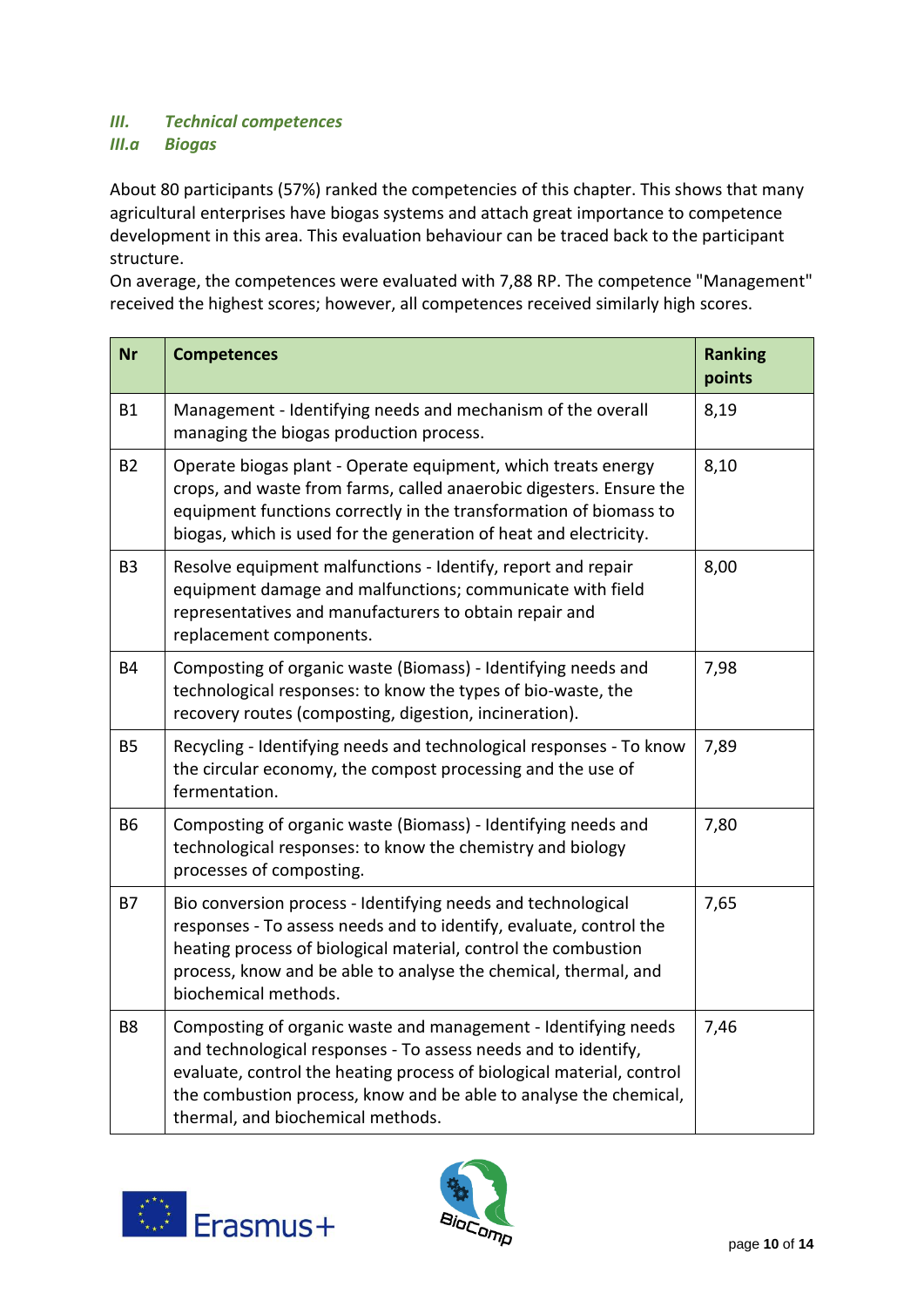### *III. Technical competences*

### *III.a Biogas*

About 80 participants (57%) ranked the competencies of this chapter. This shows that many agricultural enterprises have biogas systems and attach great importance to competence development in this area. This evaluation behaviour can be traced back to the participant structure.
On average, the competences were evaluated with 7,88 RP. The competence "Management" received the highest scores; however, all competences received similarly high scores.

| Nr | Competences | Ranking points |
|---|---|---|
| B1 | Management - Identifying needs and mechanism of the overall managing the biogas production process. | 8,19 |
| B2 | Operate biogas plant - Operate equipment, which treats energy crops, and waste from farms, called anaerobic digesters. Ensure the equipment functions correctly in the transformation of biomass to biogas, which is used for the generation of heat and electricity. | 8,10 |
| B3 | Resolve equipment malfunctions - Identify, report and repair equipment damage and malfunctions; communicate with field representatives and manufacturers to obtain repair and replacement components. | 8,00 |
| B4 | Composting of organic waste (Biomass) - Identifying needs and technological responses: to know the types of bio-waste, the recovery routes (composting, digestion, incineration). | 7,98 |
| B5 | Recycling - Identifying needs and technological responses - To know the circular economy, the compost processing and the use of fermentation. | 7,89 |
| B6 | Composting of organic waste (Biomass) - Identifying needs and technological responses: to know the chemistry and biology processes of composting. | 7,80 |
| B7 | Bio conversion process - Identifying needs and technological responses - To assess needs and to identify, evaluate, control the heating process of biological material, control the combustion process, know and be able to analyse the chemical, thermal, and biochemical methods. | 7,65 |
| B8 | Composting of organic waste and management - Identifying needs and technological responses - To assess needs and to identify, evaluate, control the heating process of biological material, control the combustion process, know and be able to analyse the chemical, thermal, and biochemical methods. | 7,46 |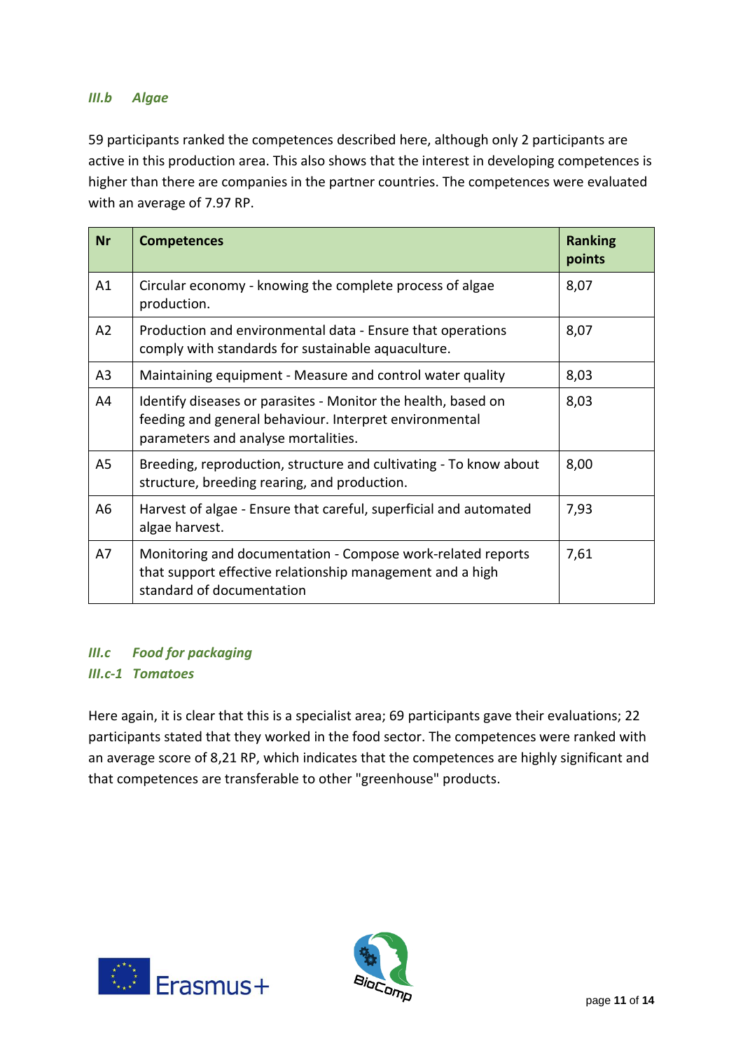### *III.b Algae*

59 participants ranked the competences described here, although only 2 participants are active in this production area. This also shows that the interest in developing competences is higher than there are companies in the partner countries. The competences were evaluated with an average of 7.97 RP.

| Nr | Competences | Ranking points |
|---|---|---|
| A1 | Circular economy - knowing the complete process of algae production. | 8,07 |
| A2 | Production and environmental data - Ensure that operations comply with standards for sustainable aquaculture. | 8,07 |
| A3 | Maintaining equipment - Measure and control water quality | 8,03 |
| A4 | Identify diseases or parasites - Monitor the health, based on feeding and general behaviour. Interpret environmental parameters and analyse mortalities. | 8,03 |
| A5 | Breeding, reproduction, structure and cultivating - To know about structure, breeding rearing, and production. | 8,00 |
| A6 | Harvest of algae - Ensure that careful, superficial and automated algae harvest. | 7,93 |
| A7 | Monitoring and documentation - Compose work-related reports that support effective relationship management and a high standard of documentation | 7,61 |

### *III.c Food for packaging*
#### *III.c-1 Tomatoes*

Here again, it is clear that this is a specialist area; 69 participants gave their evaluations; 22 participants stated that they worked in the food sector. The competences were ranked with an average score of 8,21 RP, which indicates that the competences are highly significant and that competences are transferable to other "greenhouse" products.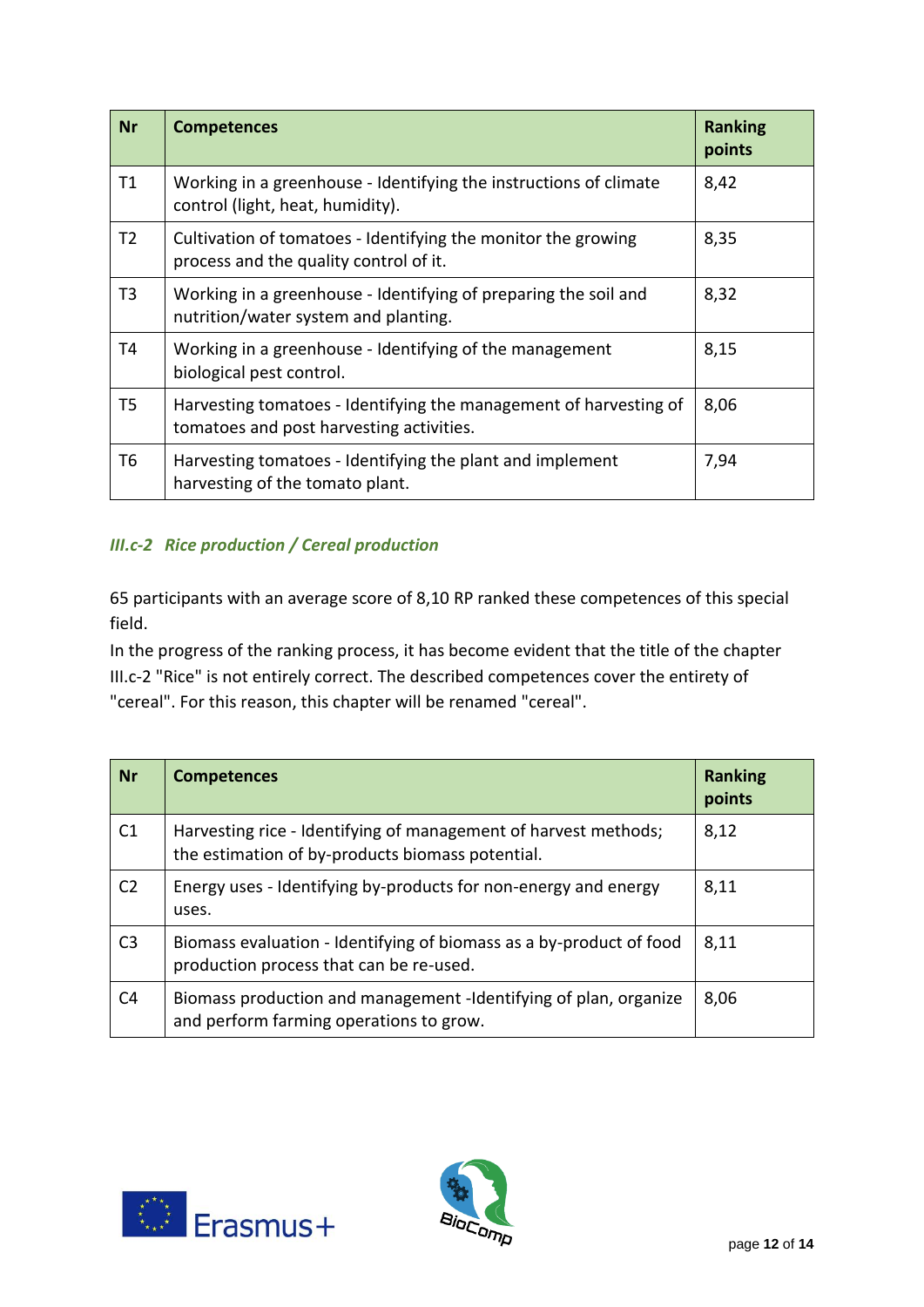| Nr | Competences | Ranking points |
|---|---|---|
| T1 | Working in a greenhouse - Identifying the instructions of climate control (light, heat, humidity). | 8,42 |
| T2 | Cultivation of tomatoes - Identifying the monitor the growing process and the quality control of it. | 8,35 |
| T3 | Working in a greenhouse - Identifying of preparing the soil and nutrition/water system and planting. | 8,32 |
| T4 | Working in a greenhouse - Identifying of the management biological pest control. | 8,15 |
| T5 | Harvesting tomatoes - Identifying the management of harvesting of tomatoes and post harvesting activities. | 8,06 |
| T6 | Harvesting tomatoes - Identifying the plant and implement harvesting of the tomato plant. | 7,94 |

### *III.c-2 Rice production / Cereal production*

65 participants with an average score of 8,10 RP ranked these competences of this special field.

In the progress of the ranking process, it has become evident that the title of the chapter III.c-2 "Rice" is not entirely correct. The described competences cover the entirety of "cereal". For this reason, this chapter will be renamed "cereal".

| Nr | Competences | Ranking points |
|---|---|---|
| C1 | Harvesting rice - Identifying of management of harvest methods; the estimation of by-products biomass potential. | 8,12 |
| C2 | Energy uses - Identifying by-products for non-energy and energy uses. | 8,11 |
| C3 | Biomass evaluation - Identifying of biomass as a by-product of food production process that can be re-used. | 8,11 |
| C4 | Biomass production and management -Identifying of plan, organize and perform farming operations to grow. | 8,06 |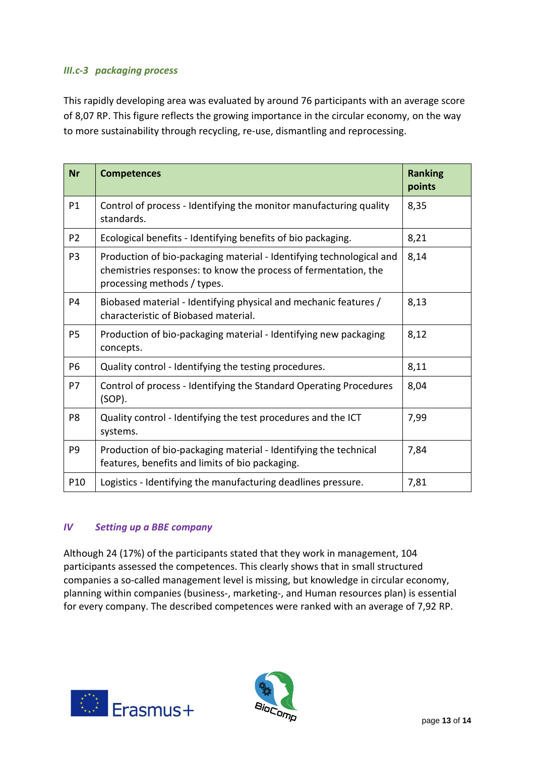### *III.c-3 packaging process*

This rapidly developing area was evaluated by around 76 participants with an average score of 8,07 RP. This figure reflects the growing importance in the circular economy, on the way to more sustainability through recycling, re-use, dismantling and reprocessing.

| Nr | Competences | Ranking points |
|---|---|---|
| P1 | Control of process - Identifying the monitor manufacturing quality standards. | 8,35 |
| P2 | Ecological benefits - Identifying benefits of bio packaging. | 8,21 |
| P3 | Production of bio-packaging material - Identifying technological and chemistries responses: to know the process of fermentation, the processing methods / types. | 8,14 |
| P4 | Biobased material - Identifying physical and mechanic features / characteristic of Biobased material. | 8,13 |
| P5 | Production of bio-packaging material - Identifying new packaging concepts. | 8,12 |
| P6 | Quality control - Identifying the testing procedures. | 8,11 |
| P7 | Control of process - Identifying the Standard Operating Procedures (SOP). | 8,04 |
| P8 | Quality control - Identifying the test procedures and the ICT systems. | 7,99 |
| P9 | Production of bio-packaging material - Identifying the technical features, benefits and limits of bio packaging. | 7,84 |
| P10 | Logistics - Identifying the manufacturing deadlines pressure. | 7,81 |

## *IV Setting up a BBE company*

Although 24 (17%) of the participants stated that they work in management, 104 participants assessed the competences. This clearly shows that in small structured companies a so-called management level is missing, but knowledge in circular economy, planning within companies (business-, marketing-, and Human resources plan) is essential for every company. The described competences were ranked with an average of 7,92 RP.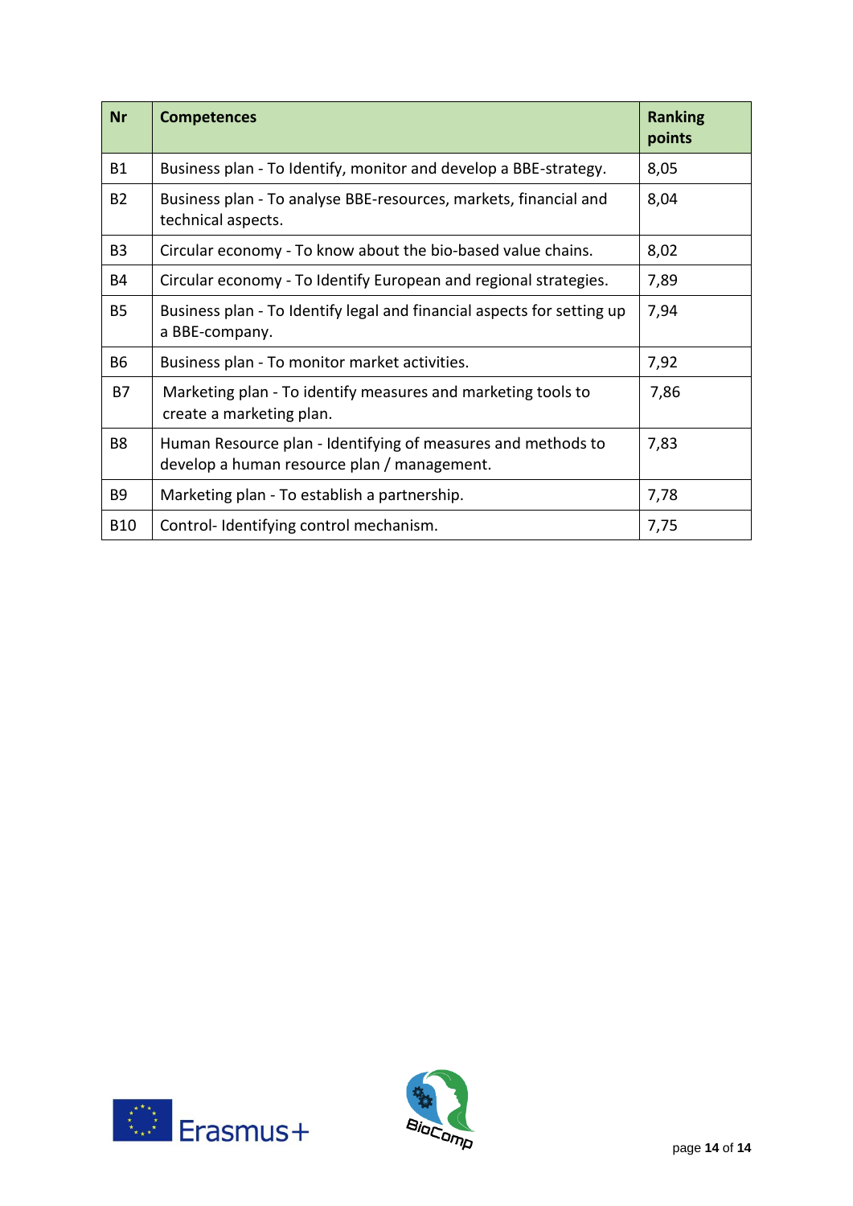| Nr | Competences | Ranking points |
|---|---|---|
| B1 | Business plan - To Identify, monitor and develop a BBE-strategy. | 8,05 |
| B2 | Business plan - To analyse BBE-resources, markets, financial and technical aspects. | 8,04 |
| B3 | Circular economy - To know about the bio-based value chains. | 8,02 |
| B4 | Circular economy - To Identify European and regional strategies. | 7,89 |
| B5 | Business plan - To Identify legal and financial aspects for setting up a BBE-company. | 7,94 |
| B6 | Business plan - To monitor market activities. | 7,92 |
| B7 | Marketing plan - To identify measures and marketing tools to create a marketing plan. | 7,86 |
| B8 | Human Resource plan - Identifying of measures and methods to develop a human resource plan / management. | 7,83 |
| B9 | Marketing plan - To establish a partnership. | 7,78 |
| B10 | Control- Identifying control mechanism. | 7,75 |